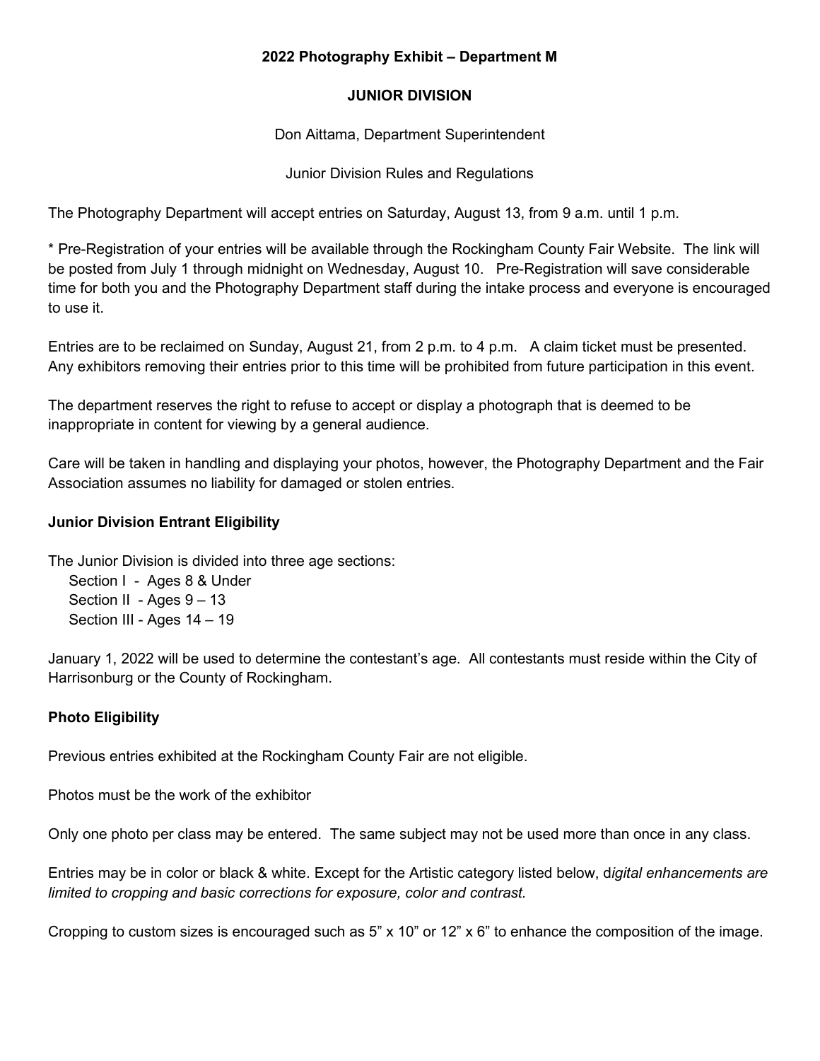# 2022 Photography Exhibit – Department M

## JUNIOR DIVISION

Don Aittama, Department Superintendent

Junior Division Rules and Regulations

The Photography Department will accept entries on Saturday, August 13, from 9 a.m. until 1 p.m.

* Pre-Registration of your entries will be available through the Rockingham County Fair Website. The link will be posted from July 1 through midnight on Wednesday, August 10. Pre-Registration will save considerable time for both you and the Photography Department staff during the intake process and everyone is encouraged to use it.

Entries are to be reclaimed on Sunday, August 21, from 2 p.m. to 4 p.m. A claim ticket must be presented. Any exhibitors removing their entries prior to this time will be prohibited from future participation in this event.

The department reserves the right to refuse to accept or display a photograph that is deemed to be inappropriate in content for viewing by a general audience.

Care will be taken in handling and displaying your photos, however, the Photography Department and the Fair Association assumes no liability for damaged or stolen entries.

### Junior Division Entrant Eligibility

The Junior Division is divided into three age sections:

- Section I - Ages 8 & Under
- Section II - Ages 9 – 13
- Section III - Ages 14 – 19

January 1, 2022 will be used to determine the contestant's age. All contestants must reside within the City of Harrisonburg or the County of Rockingham.

### Photo Eligibility

Previous entries exhibited at the Rockingham County Fair are not eligible.

Photos must be the work of the exhibitor

Only one photo per class may be entered. The same subject may not be used more than once in any class.

Entries may be in color or black & white. Except for the Artistic category listed below, d*igital enhancements are limited to cropping and basic corrections for exposure, color and contrast.*

Cropping to custom sizes is encouraged such as 5" x 10" or 12" x 6" to enhance the composition of the image.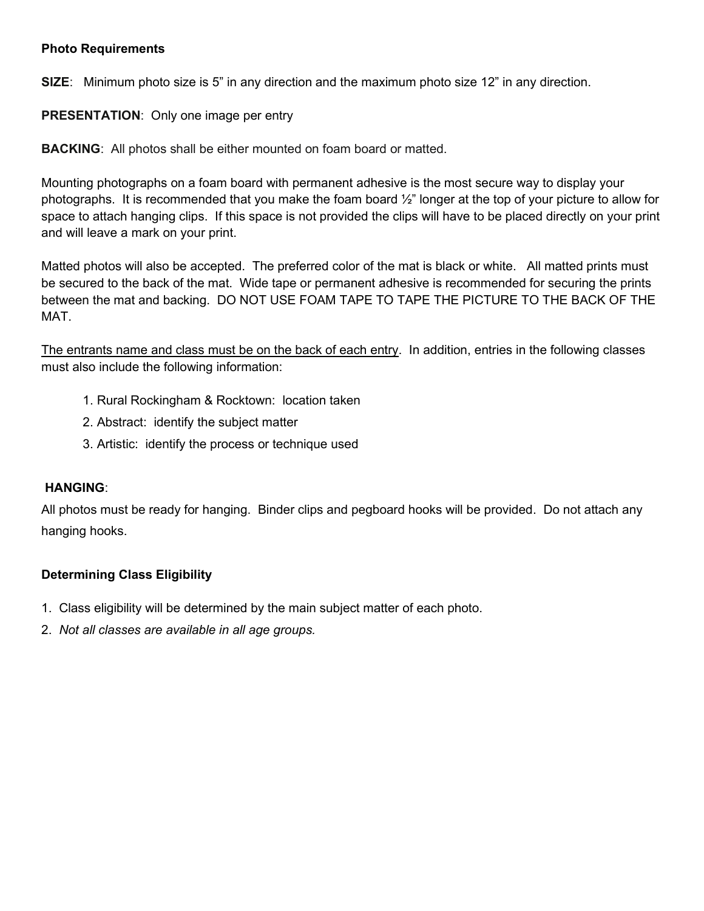**Photo Requirements**

**SIZE**: Minimum photo size is 5" in any direction and the maximum photo size 12" in any direction.

**PRESENTATION**: Only one image per entry

**BACKING**: All photos shall be either mounted on foam board or matted.

Mounting photographs on a foam board with permanent adhesive is the most secure way to display your photographs. It is recommended that you make the foam board ½" longer at the top of your picture to allow for space to attach hanging clips. If this space is not provided the clips will have to be placed directly on your print and will leave a mark on your print.

Matted photos will also be accepted. The preferred color of the mat is black or white. All matted prints must be secured to the back of the mat. Wide tape or permanent adhesive is recommended for securing the prints between the mat and backing. DO NOT USE FOAM TAPE TO TAPE THE PICTURE TO THE BACK OF THE MAT.

<u>The entrants name and class must be on the back of each entry</u>. In addition, entries in the following classes must also include the following information:

1. Rural Rockingham & Rocktown: location taken
2. Abstract: identify the subject matter
3. Artistic: identify the process or technique used

**HANGING**:

All photos must be ready for hanging. Binder clips and pegboard hooks will be provided. Do not attach any hanging hooks.

**Determining Class Eligibility**

1. Class eligibility will be determined by the main subject matter of each photo.
2. *Not all classes are available in all age groups.*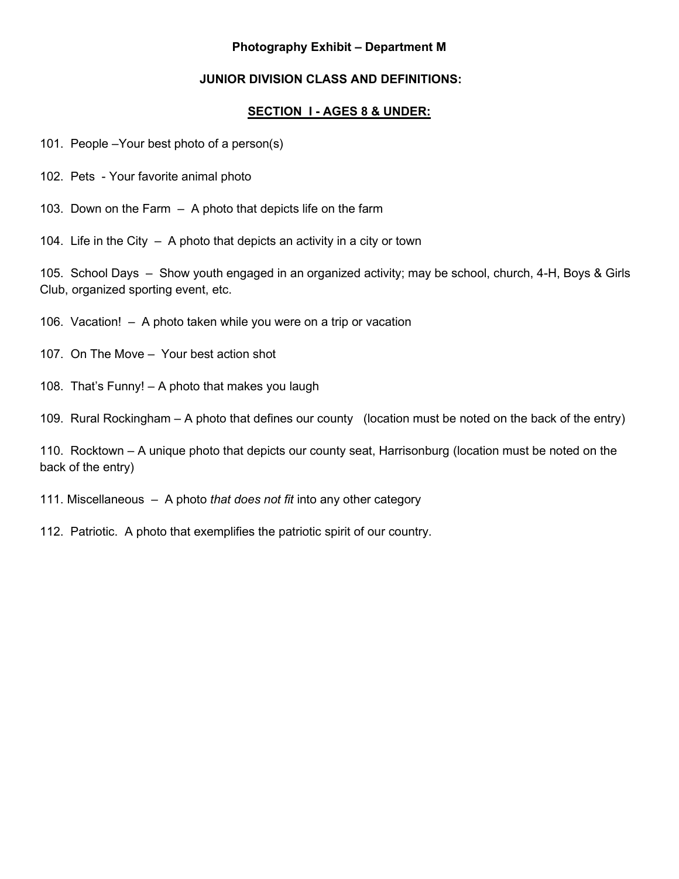**Photography Exhibit – Department M**

**JUNIOR DIVISION CLASS AND DEFINITIONS:**

**SECTION I - AGES 8 & UNDER:**

101. People –Your best photo of a person(s)

102. Pets - Your favorite animal photo

103. Down on the Farm – A photo that depicts life on the farm

104. Life in the City – A photo that depicts an activity in a city or town

105. School Days – Show youth engaged in an organized activity; may be school, church, 4-H, Boys & Girls Club, organized sporting event, etc.

106. Vacation! – A photo taken while you were on a trip or vacation

107. On The Move – Your best action shot

108. That's Funny! – A photo that makes you laugh

109. Rural Rockingham – A photo that defines our county (location must be noted on the back of the entry)

110. Rocktown – A unique photo that depicts our county seat, Harrisonburg (location must be noted on the back of the entry)

111. Miscellaneous – A photo *that does not fit* into any other category

112. Patriotic. A photo that exemplifies the patriotic spirit of our country.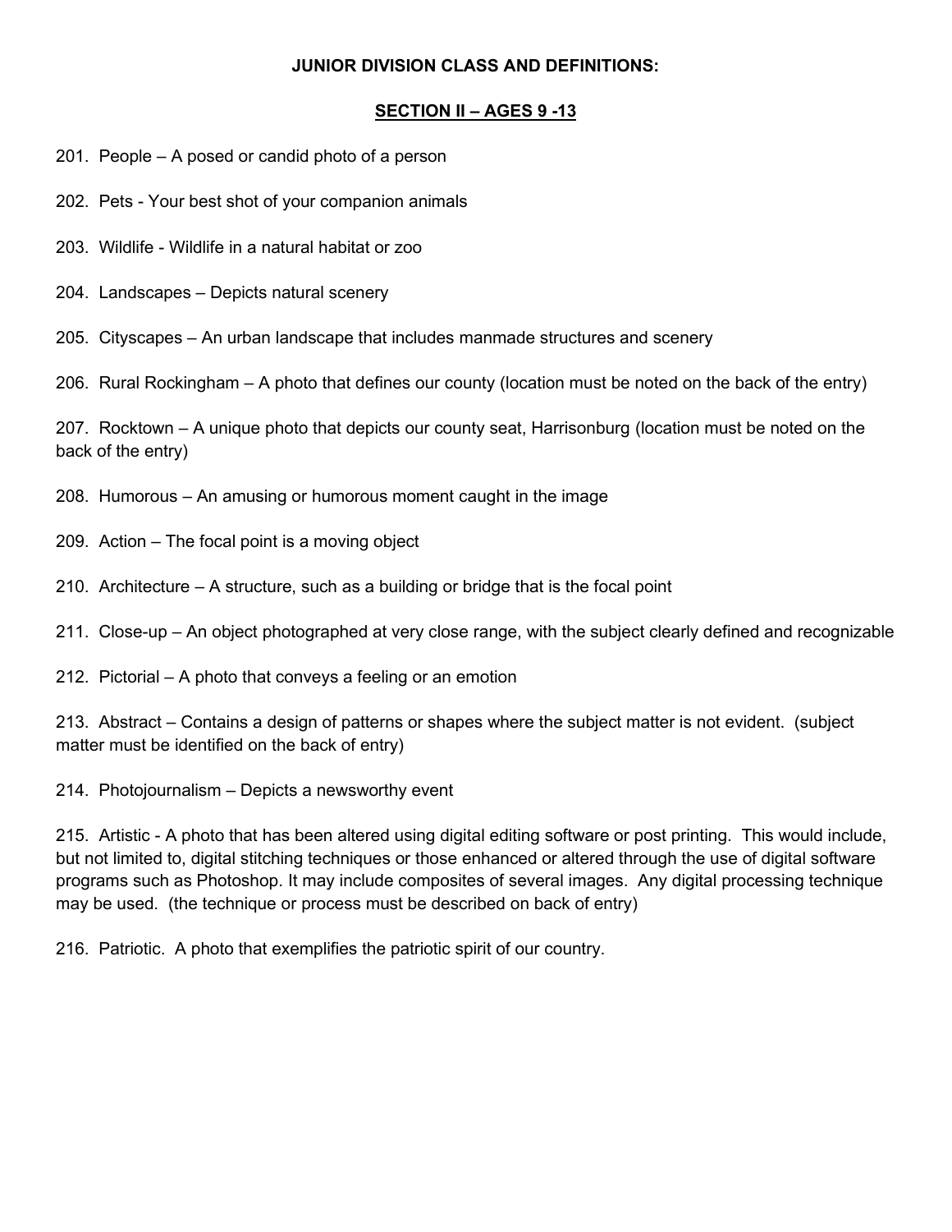**JUNIOR DIVISION CLASS AND DEFINITIONS:**

**SECTION II – AGES 9 -13**

201. People – A posed or candid photo of a person

202. Pets - Your best shot of your companion animals

203. Wildlife - Wildlife in a natural habitat or zoo

204. Landscapes – Depicts natural scenery

205. Cityscapes – An urban landscape that includes manmade structures and scenery

206. Rural Rockingham – A photo that defines our county (location must be noted on the back of the entry)

207. Rocktown – A unique photo that depicts our county seat, Harrisonburg (location must be noted on the back of the entry)

208. Humorous – An amusing or humorous moment caught in the image

209. Action – The focal point is a moving object

210. Architecture – A structure, such as a building or bridge that is the focal point

211. Close-up – An object photographed at very close range, with the subject clearly defined and recognizable

212. Pictorial – A photo that conveys a feeling or an emotion

213. Abstract – Contains a design of patterns or shapes where the subject matter is not evident. (subject matter must be identified on the back of entry)

214. Photojournalism – Depicts a newsworthy event

215. Artistic - A photo that has been altered using digital editing software or post printing. This would include, but not limited to, digital stitching techniques or those enhanced or altered through the use of digital software programs such as Photoshop. It may include composites of several images. Any digital processing technique may be used. (the technique or process must be described on back of entry)

216. Patriotic. A photo that exemplifies the patriotic spirit of our country.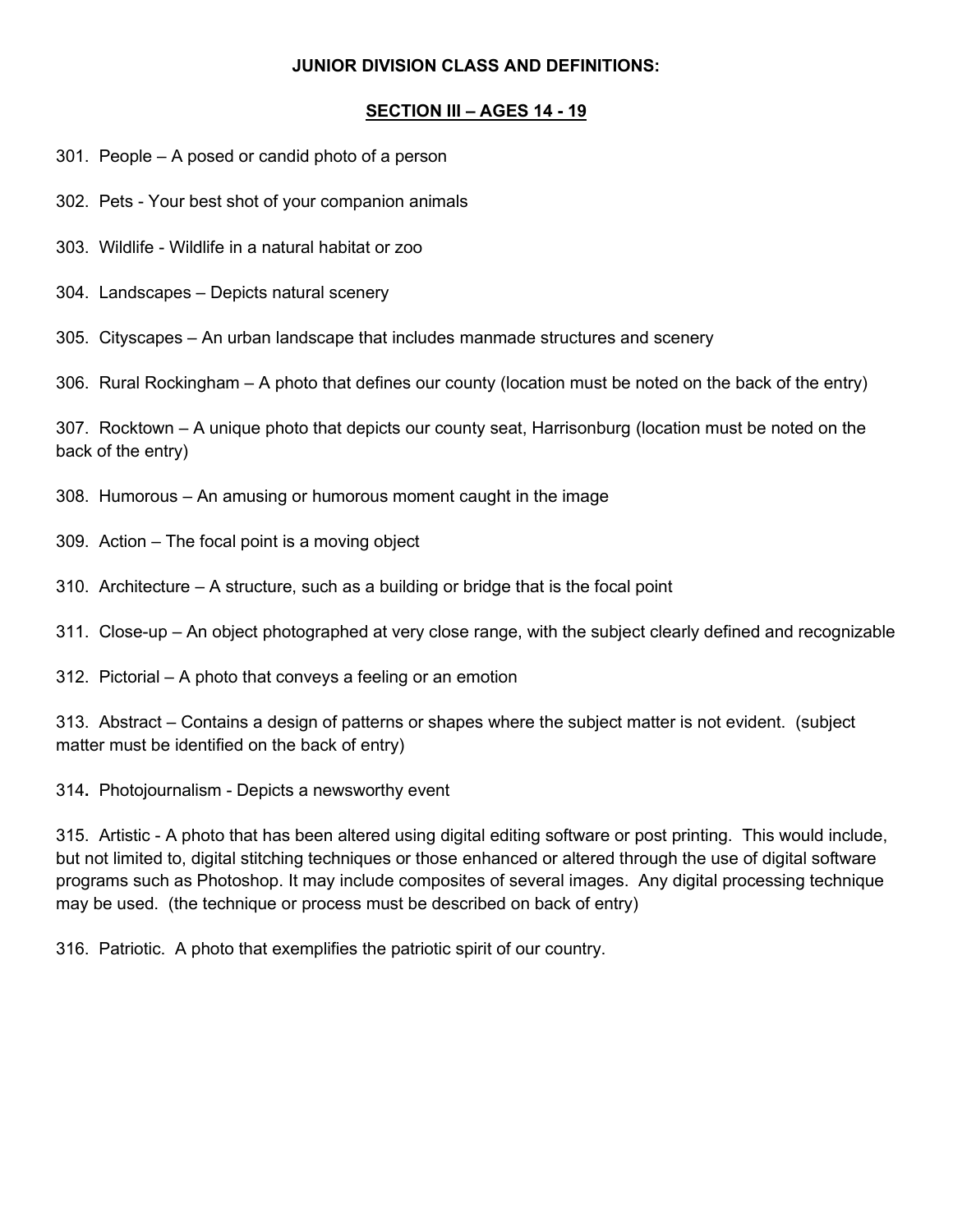**JUNIOR DIVISION CLASS AND DEFINITIONS:**

**SECTION III – AGES 14 - 19**

301. People – A posed or candid photo of a person

302. Pets - Your best shot of your companion animals

303. Wildlife - Wildlife in a natural habitat or zoo

304. Landscapes – Depicts natural scenery

305. Cityscapes – An urban landscape that includes manmade structures and scenery

306. Rural Rockingham – A photo that defines our county (location must be noted on the back of the entry)

307. Rocktown – A unique photo that depicts our county seat, Harrisonburg (location must be noted on the back of the entry)

308. Humorous – An amusing or humorous moment caught in the image

309. Action – The focal point is a moving object

310. Architecture – A structure, such as a building or bridge that is the focal point

311. Close-up – An object photographed at very close range, with the subject clearly defined and recognizable

312. Pictorial – A photo that conveys a feeling or an emotion

313. Abstract – Contains a design of patterns or shapes where the subject matter is not evident. (subject matter must be identified on the back of entry)

314. Photojournalism - Depicts a newsworthy event

315. Artistic - A photo that has been altered using digital editing software or post printing. This would include, but not limited to, digital stitching techniques or those enhanced or altered through the use of digital software programs such as Photoshop. It may include composites of several images. Any digital processing technique may be used. (the technique or process must be described on back of entry)

316. Patriotic. A photo that exemplifies the patriotic spirit of our country.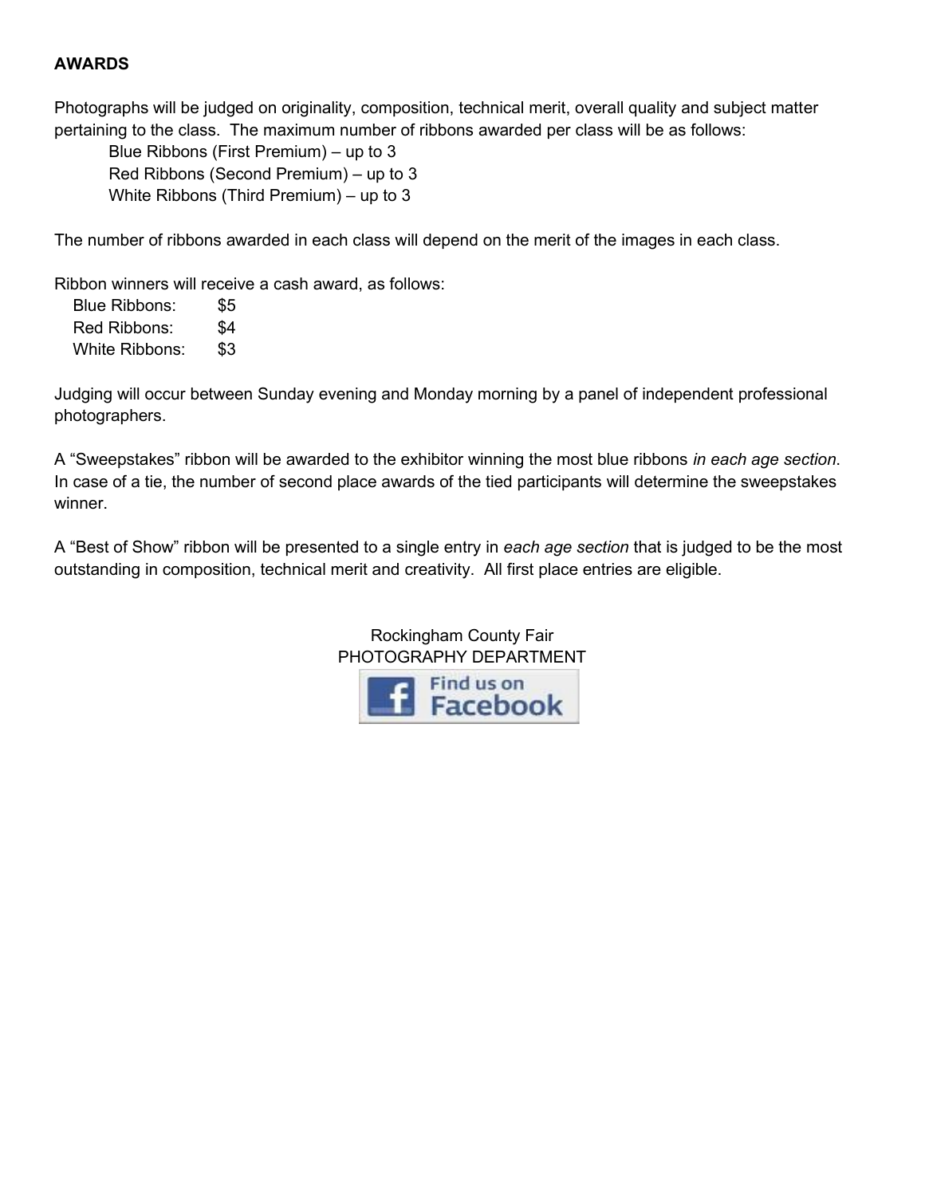**AWARDS**

Photographs will be judged on originality, composition, technical merit, overall quality and subject matter pertaining to the class. The maximum number of ribbons awarded per class will be as follows:

Blue Ribbons (First Premium) – up to 3
Red Ribbons (Second Premium) – up to 3
White Ribbons (Third Premium) – up to 3

The number of ribbons awarded in each class will depend on the merit of the images in each class.

Ribbon winners will receive a cash award, as follows:

| | |
|---|---|
| Blue Ribbons: | $5 |
| Red Ribbons: | $4 |
| White Ribbons: | $3 |

Judging will occur between Sunday evening and Monday morning by a panel of independent professional photographers.

A "Sweepstakes" ribbon will be awarded to the exhibitor winning the most blue ribbons *in each age section*. In case of a tie, the number of second place awards of the tied participants will determine the sweepstakes winner.

A "Best of Show" ribbon will be presented to a single entry in *each age section* that is judged to be the most outstanding in composition, technical merit and creativity. All first place entries are eligible.

Rockingham County Fair
PHOTOGRAPHY DEPARTMENT

Find us on Facebook